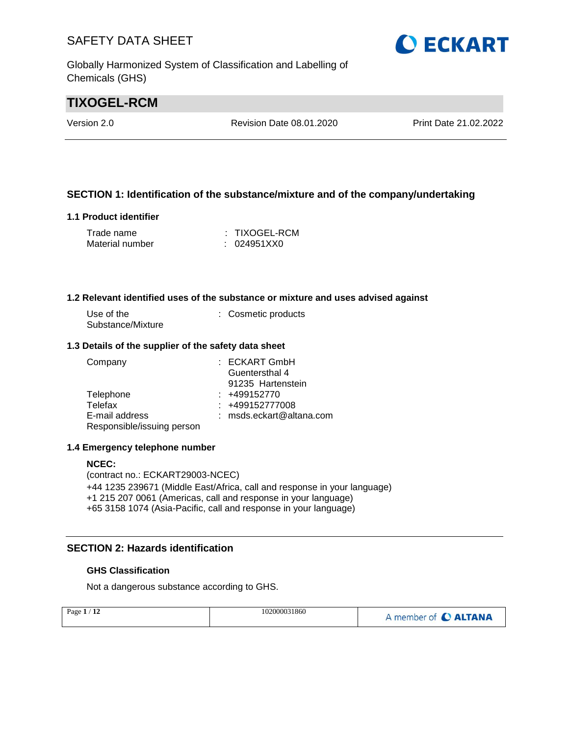# SAFETY DATA SHEET

Globally Harmonized System of Classification and Labelling of Chemicals (GHS)

## TIXOGEL-RCM

Version 2.0 | Revision Date 08.01.2020 | Print Date 21.02.2022

## SECTION 1: Identification of the substance/mixture and of the company/undertaking

### 1.1 Product identifier

Trade name : TIXOGEL-RCM
Material number : 024951XX0

### 1.2 Relevant identified uses of the substance or mixture and uses advised against

Use of the Substance/Mixture : Cosmetic products

### 1.3 Details of the supplier of the safety data sheet

Company : ECKART GmbH
Guentersthal 4
91235 Hartenstein

Telephone : +499152770
Telefax : +499152777008
E-mail address : msds.eckart@altana.com
Responsible/issuing person

### 1.4 Emergency telephone number

**NCEC:**
(contract no.: ECKART29003-NCEC)
+44 1235 239671 (Middle East/Africa, call and response in your language)
+1 215 207 0061 (Americas, call and response in your language)
+65 3158 1074 (Asia-Pacific, call and response in your language)

## SECTION 2: Hazards identification

### GHS Classification

Not a dangerous substance according to GHS.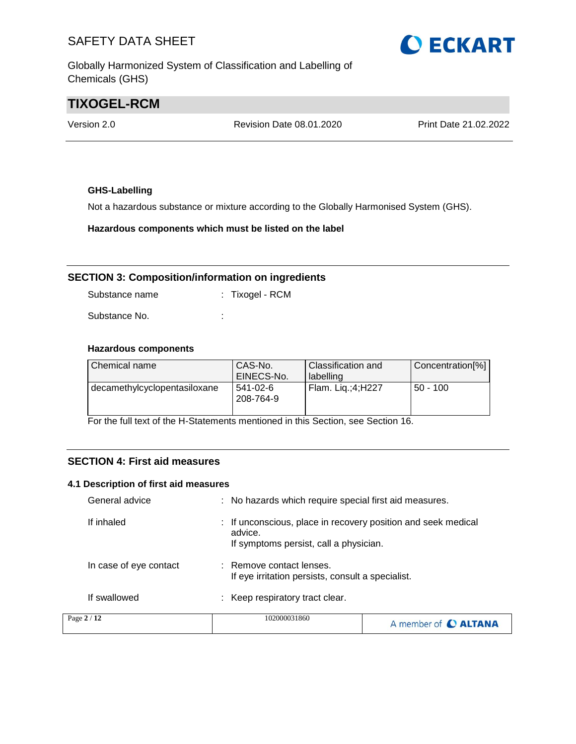**GHS-Labelling**

Not a hazardous substance or mixture according to the Globally Harmonised System (GHS).

**Hazardous components which must be listed on the label**

## SECTION 3: Composition/information on ingredients

Substance name : Tixogel - RCM

Substance No. :

**Hazardous components**

| Chemical name | CAS-No. EINECS-No. | Classification and labelling | Concentration[%] |
|---|---|---|---|
| decamethylcyclopentasiloxane | 541-02-6 208-764-9 | Flam. Liq.;4;H227 | 50 - 100 |

For the full text of the H-Statements mentioned in this Section, see Section 16.

## SECTION 4: First aid measures

### 4.1 Description of first aid measures

General advice : No hazards which require special first aid measures.

If inhaled : If unconscious, place in recovery position and seek medical advice.
If symptoms persist, call a physician.

In case of eye contact : Remove contact lenses.
If eye irritation persists, consult a specialist.

If swallowed : Keep respiratory tract clear.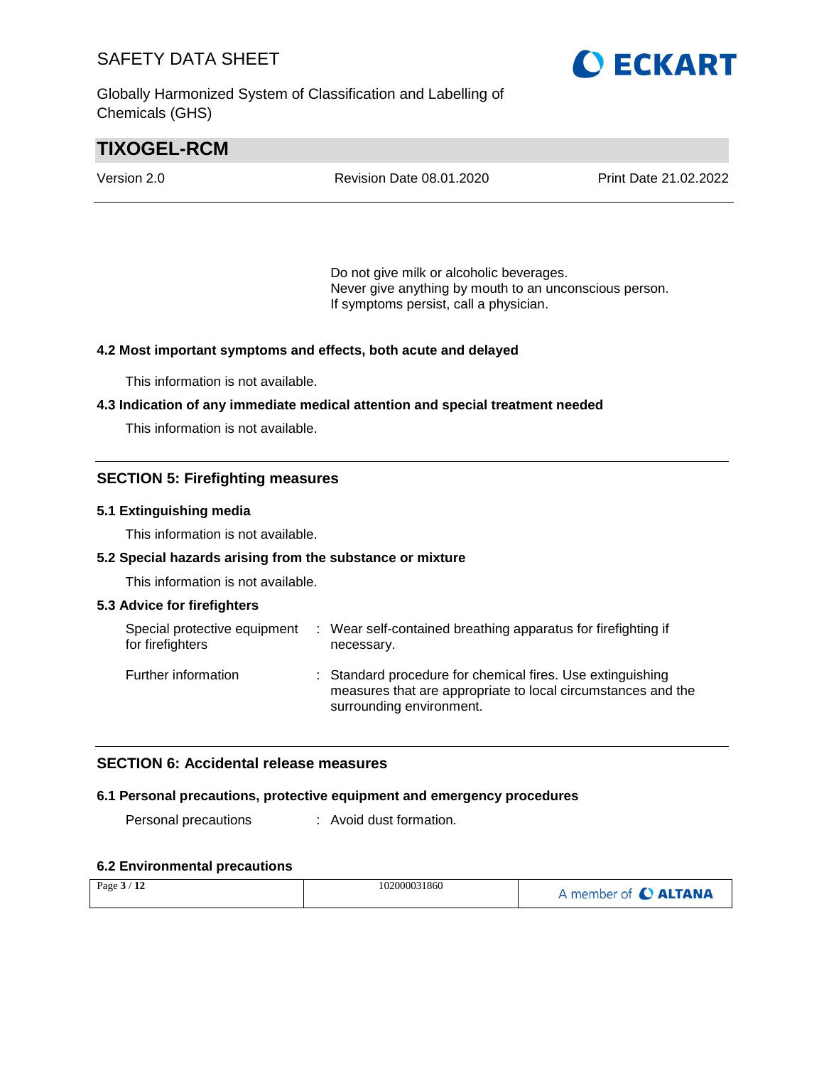Do not give milk or alcoholic beverages.
Never give anything by mouth to an unconscious person.
If symptoms persist, call a physician.

### 4.2 Most important symptoms and effects, both acute and delayed

This information is not available.

### 4.3 Indication of any immediate medical attention and special treatment needed

This information is not available.

## SECTION 5: Firefighting measures

### 5.1 Extinguishing media

This information is not available.

### 5.2 Special hazards arising from the substance or mixture

This information is not available.

### 5.3 Advice for firefighters

| | |
|---|---|
| Special protective equipment for firefighters | : Wear self-contained breathing apparatus for firefighting if necessary. |
| Further information | : Standard procedure for chemical fires. Use extinguishing measures that are appropriate to local circumstances and the surrounding environment. |

## SECTION 6: Accidental release measures

### 6.1 Personal precautions, protective equipment and emergency procedures

| | |
|---|---|
| Personal precautions | : Avoid dust formation. |

### 6.2 Environmental precautions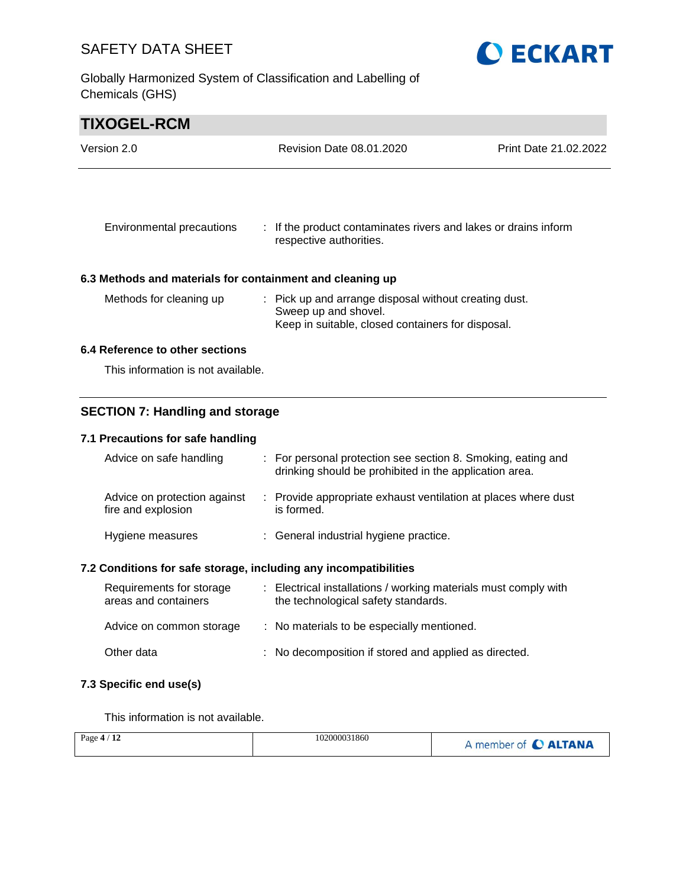| | | |
|---|---|---|
| Environmental precautions | : | If the product contaminates rivers and lakes or drains inform respective authorities. |

### 6.3 Methods and materials for containment and cleaning up

| | | |
|---|---|---|
| Methods for cleaning up | : | Pick up and arrange disposal without creating dust.<br>Sweep up and shovel.<br>Keep in suitable, closed containers for disposal. |

### 6.4 Reference to other sections

This information is not available.

## SECTION 7: Handling and storage

### 7.1 Precautions for safe handling

| | | |
|---|---|---|
| Advice on safe handling | : | For personal protection see section 8. Smoking, eating and drinking should be prohibited in the application area. |
| Advice on protection against fire and explosion | : | Provide appropriate exhaust ventilation at places where dust is formed. |
| Hygiene measures | : | General industrial hygiene practice. |

### 7.2 Conditions for safe storage, including any incompatibilities

| | | |
|---|---|---|
| Requirements for storage areas and containers | : | Electrical installations / working materials must comply with the technological safety standards. |
| Advice on common storage | : | No materials to be especially mentioned. |
| Other data | : | No decomposition if stored and applied as directed. |

### 7.3 Specific end use(s)

This information is not available.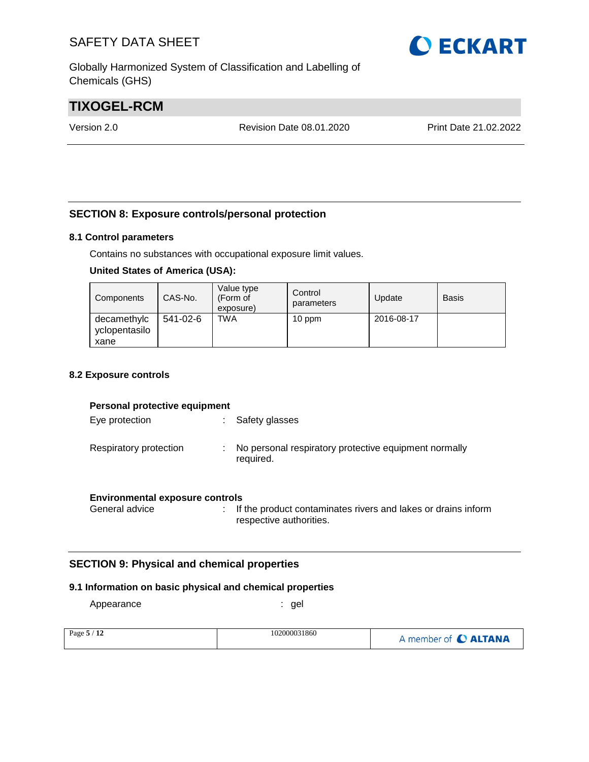## SECTION 8: Exposure controls/personal protection

### 8.1 Control parameters

Contains no substances with occupational exposure limit values.

**United States of America (USA):**

| Components | CAS-No. | Value type (Form of exposure) | Control parameters | Update | Basis |
|---|---|---|---|---|---|
| decamethylcyclopentasiloxane | 541-02-6 | TWA | 10 ppm | 2016-08-17 | |

### 8.2 Exposure controls

**Personal protective equipment**

Eye protection : Safety glasses

Respiratory protection : No personal respiratory protective equipment normally required.

**Environmental exposure controls**

General advice : If the product contaminates rivers and lakes or drains inform respective authorities.

## SECTION 9: Physical and chemical properties

### 9.1 Information on basic physical and chemical properties

Appearance : gel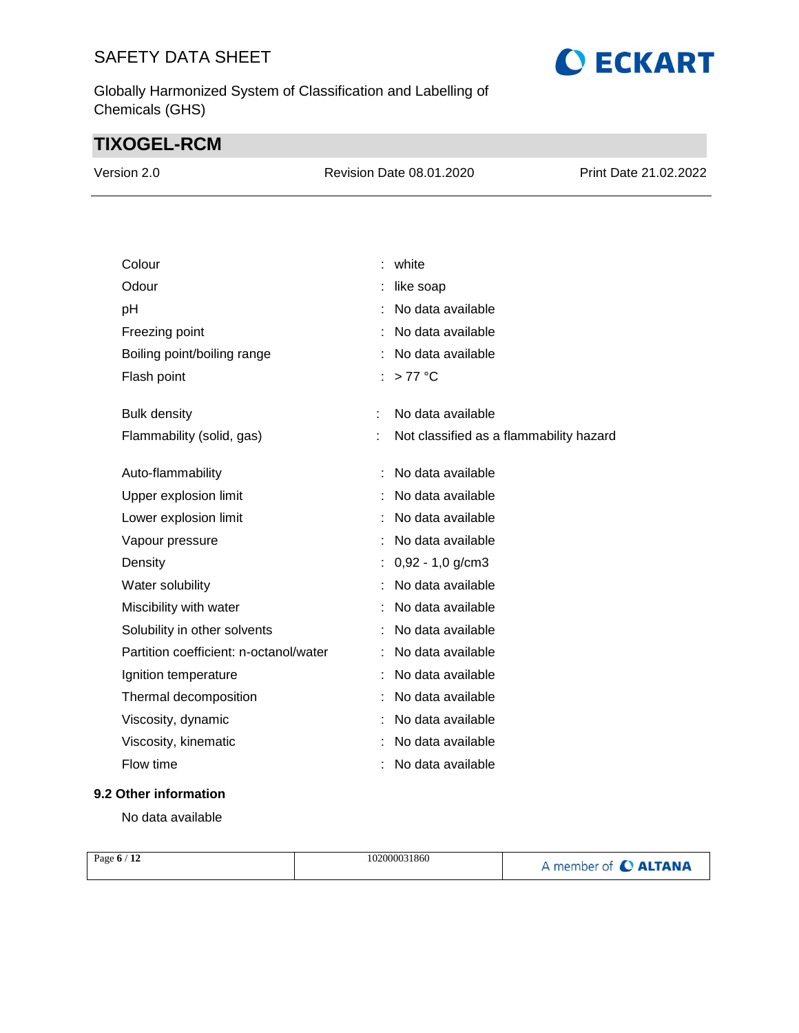| Property | | Value |
|---|---|---|
| Colour | : | white |
| Odour | : | like soap |
| pH | : | No data available |
| Freezing point | : | No data available |
| Boiling point/boiling range | : | No data available |
| Flash point | : | > 77 °C |
| Bulk density | : | No data available |
| Flammability (solid, gas) | : | Not classified as a flammability hazard |
| Auto-flammability | : | No data available |
| Upper explosion limit | : | No data available |
| Lower explosion limit | : | No data available |
| Vapour pressure | : | No data available |
| Density | : | 0,92 - 1,0 g/cm3 |
| Water solubility | : | No data available |
| Miscibility with water | : | No data available |
| Solubility in other solvents | : | No data available |
| Partition coefficient: n-octanol/water | : | No data available |
| Ignition temperature | : | No data available |
| Thermal decomposition | : | No data available |
| Viscosity, dynamic | : | No data available |
| Viscosity, kinematic | : | No data available |
| Flow time | : | No data available |

### 9.2 Other information

No data available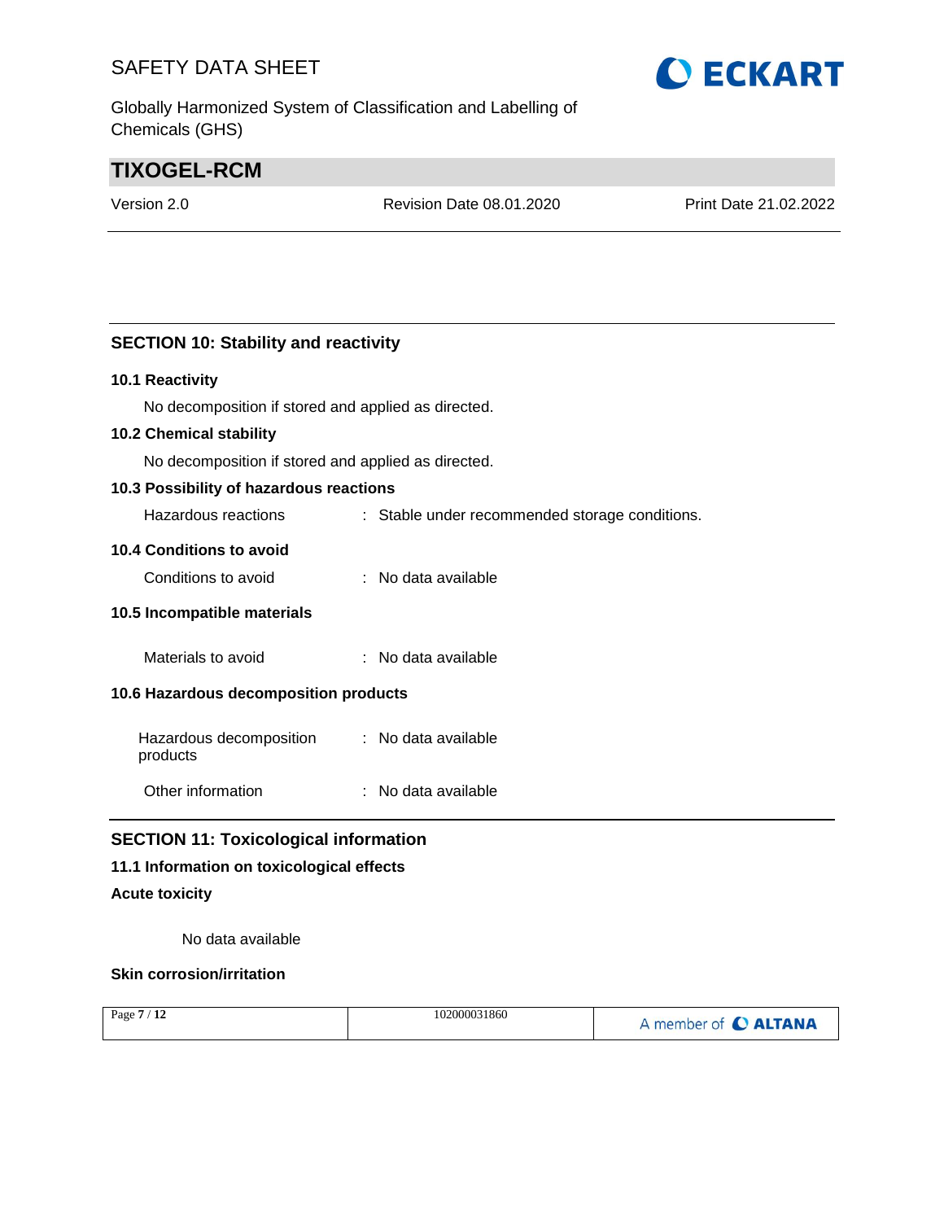## SECTION 10: Stability and reactivity

### 10.1 Reactivity

No decomposition if stored and applied as directed.

### 10.2 Chemical stability

No decomposition if stored and applied as directed.

### 10.3 Possibility of hazardous reactions

Hazardous reactions : Stable under recommended storage conditions.

### 10.4 Conditions to avoid

Conditions to avoid : No data available

### 10.5 Incompatible materials

Materials to avoid : No data available

### 10.6 Hazardous decomposition products

Hazardous decomposition products : No data available

Other information : No data available

## SECTION 11: Toxicological information

### 11.1 Information on toxicological effects

**Acute toxicity**

No data available

**Skin corrosion/irritation**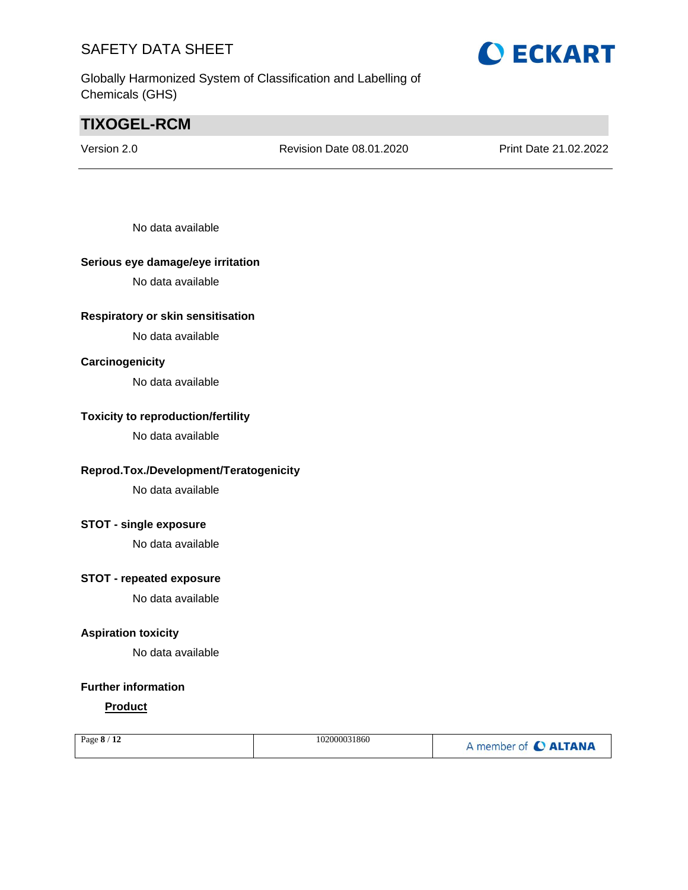No data available

**Serious eye damage/eye irritation**

No data available

**Respiratory or skin sensitisation**

No data available

**Carcinogenicity**

No data available

**Toxicity to reproduction/fertility**

No data available

**Reprod.Tox./Development/Teratogenicity**

No data available

**STOT - single exposure**

No data available

**STOT - repeated exposure**

No data available

**Aspiration toxicity**

No data available

**Further information**

**Product**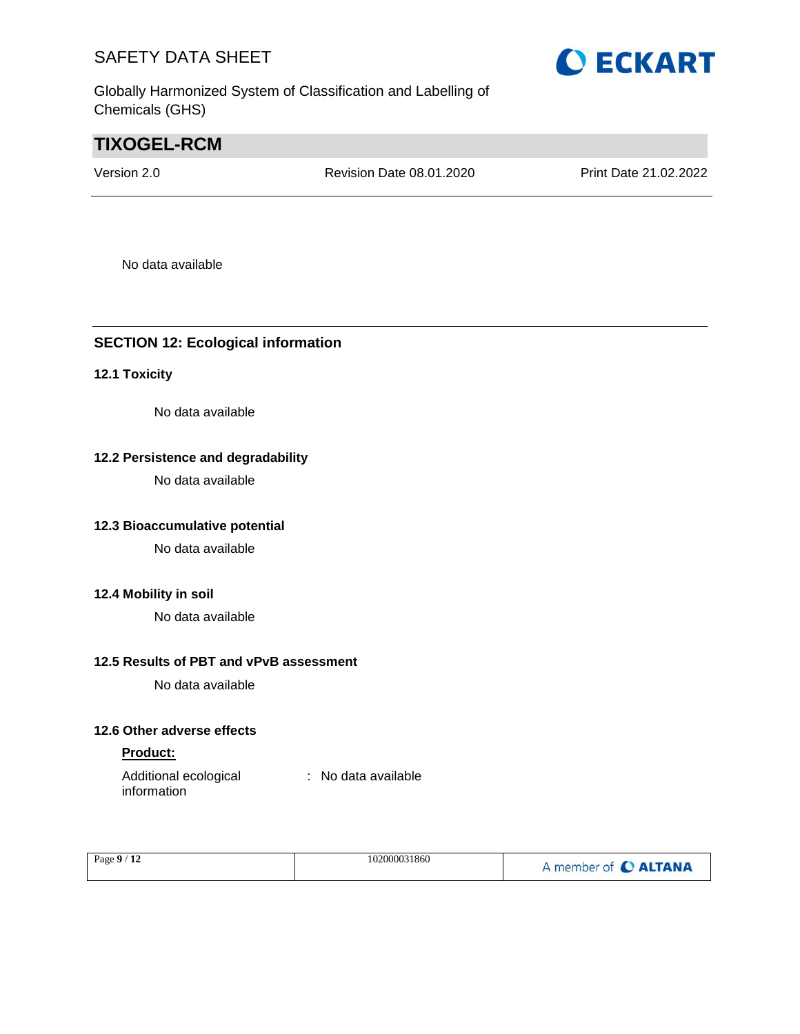No data available

## SECTION 12: Ecological information

### 12.1 Toxicity

No data available

### 12.2 Persistence and degradability

No data available

### 12.3 Bioaccumulative potential

No data available

### 12.4 Mobility in soil

No data available

### 12.5 Results of PBT and vPvB assessment

No data available

### 12.6 Other adverse effects

**Product:**

Additional ecological information : No data available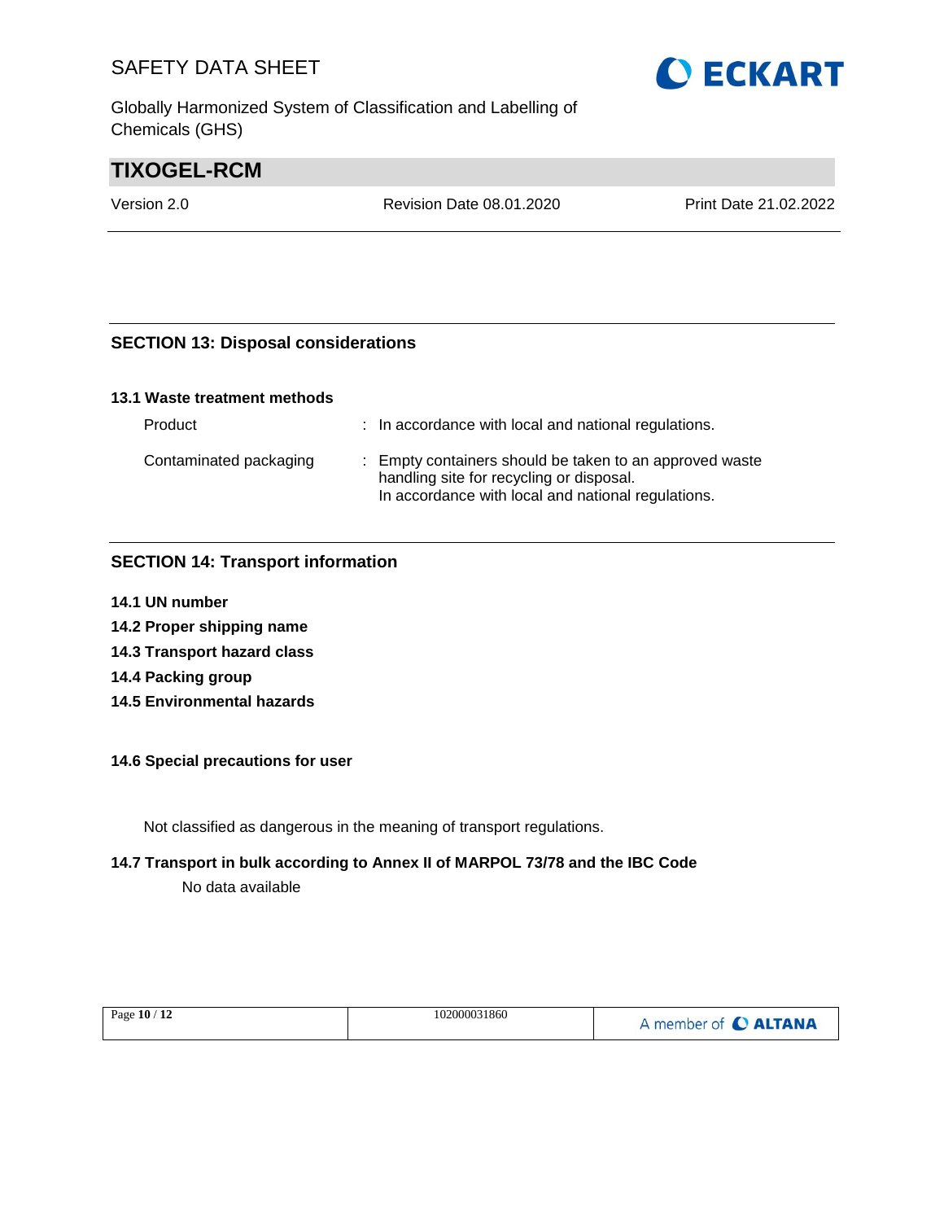## SECTION 13: Disposal considerations

### 13.1 Waste treatment methods

| | |
|---|---|
| Product | : In accordance with local and national regulations. |
| Contaminated packaging | : Empty containers should be taken to an approved waste handling site for recycling or disposal.<br>In accordance with local and national regulations. |

## SECTION 14: Transport information

**14.1 UN number**

**14.2 Proper shipping name**

**14.3 Transport hazard class**

**14.4 Packing group**

**14.5 Environmental hazards**

**14.6 Special precautions for user**

Not classified as dangerous in the meaning of transport regulations.

**14.7 Transport in bulk according to Annex II of MARPOL 73/78 and the IBC Code**

No data available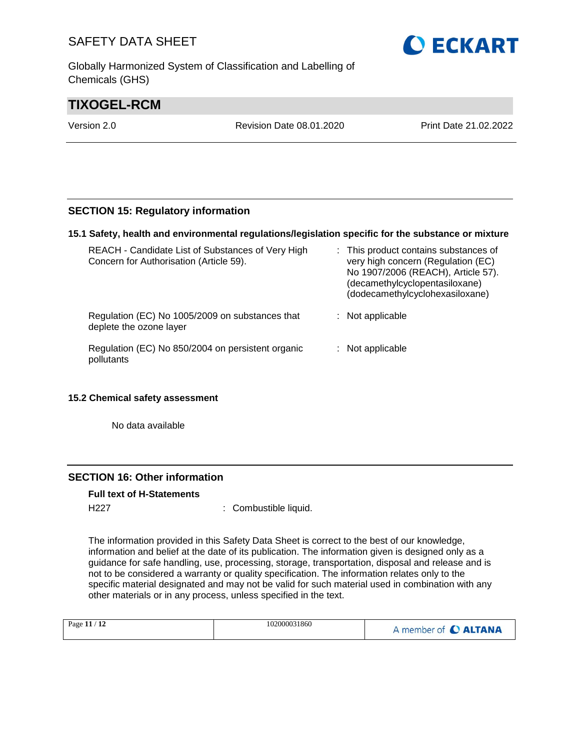## SECTION 15: Regulatory information

### 15.1 Safety, health and environmental regulations/legislation specific for the substance or mixture

| | | |
|---|---|---|
| REACH - Candidate List of Substances of Very High Concern for Authorisation (Article 59). | : | This product contains substances of very high concern (Regulation (EC) No 1907/2006 (REACH), Article 57). (decamethylcyclopentasiloxane) (dodecamethylcyclohexasiloxane) |
| Regulation (EC) No 1005/2009 on substances that deplete the ozone layer | : | Not applicable |
| Regulation (EC) No 850/2004 on persistent organic pollutants | : | Not applicable |

### 15.2 Chemical safety assessment

No data available

## SECTION 16: Other information

**Full text of H-Statements**

H227 : Combustible liquid.

The information provided in this Safety Data Sheet is correct to the best of our knowledge, information and belief at the date of its publication. The information given is designed only as a guidance for safe handling, use, processing, storage, transportation, disposal and release and is not to be considered a warranty or quality specification. The information relates only to the specific material designated and may not be valid for such material used in combination with any other materials or in any process, unless specified in the text.